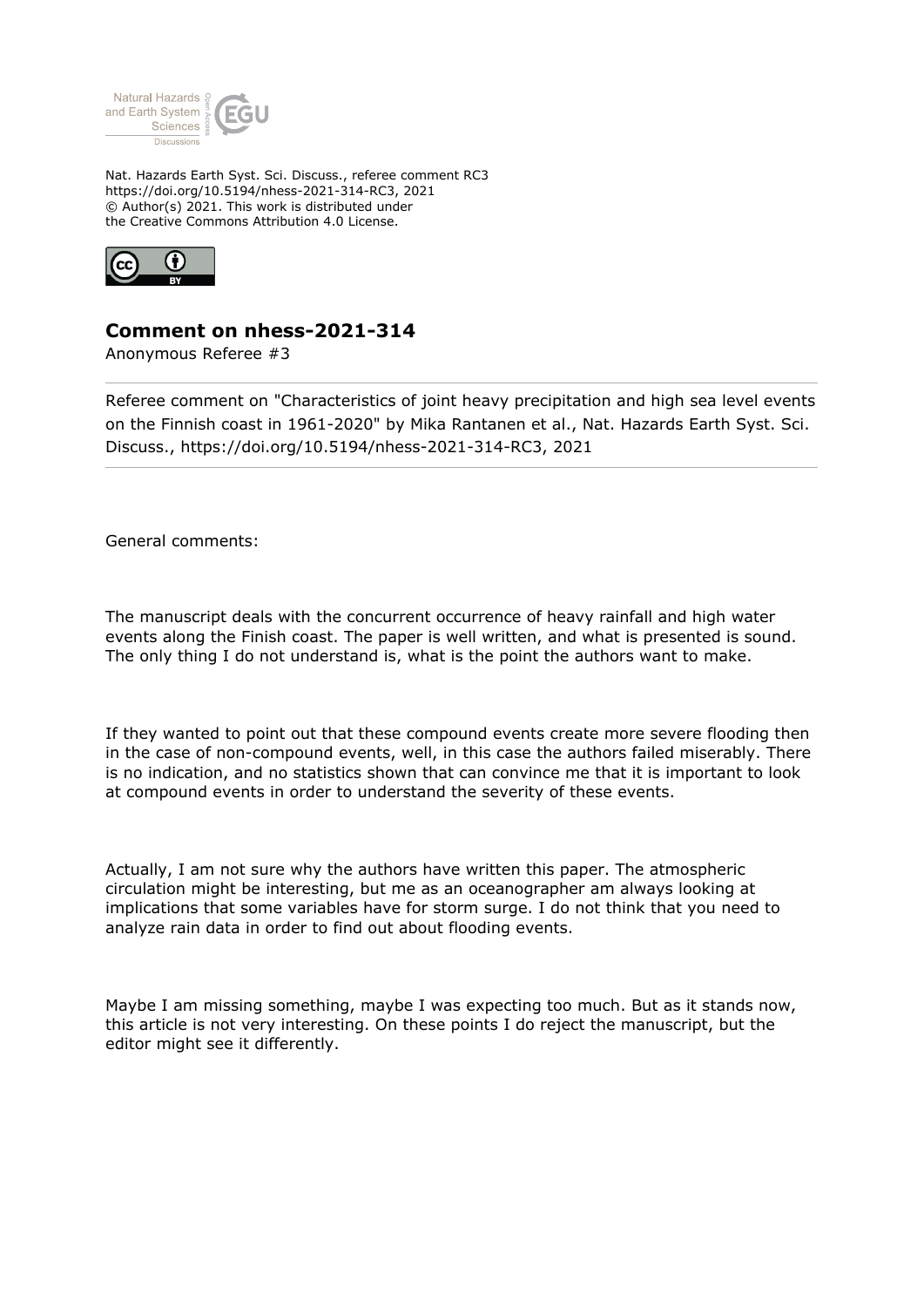Nat. Hazards Earth Syst. Sci. Discuss., referee comment RC3
https://doi.org/10.5194/nhess-2021-314-RC3, 2021
© Author(s) 2021. This work is distributed under
the Creative Commons Attribution 4.0 License.

## Comment on nhess-2021-314

Anonymous Referee #3

Referee comment on "Characteristics of joint heavy precipitation and high sea level events on the Finnish coast in 1961-2020" by Mika Rantanen et al., Nat. Hazards Earth Syst. Sci. Discuss., https://doi.org/10.5194/nhess-2021-314-RC3, 2021

General comments:

The manuscript deals with the concurrent occurrence of heavy rainfall and high water events along the Finish coast. The paper is well written, and what is presented is sound. The only thing I do not understand is, what is the point the authors want to make.

If they wanted to point out that these compound events create more severe flooding then in the case of non-compound events, well, in this case the authors failed miserably. There is no indication, and no statistics shown that can convince me that it is important to look at compound events in order to understand the severity of these events.

Actually, I am not sure why the authors have written this paper. The atmospheric circulation might be interesting, but me as an oceanographer am always looking at implications that some variables have for storm surge. I do not think that you need to analyze rain data in order to find out about flooding events.

Maybe I am missing something, maybe I was expecting too much. But as it stands now, this article is not very interesting. On these points I do reject the manuscript, but the editor might see it differently.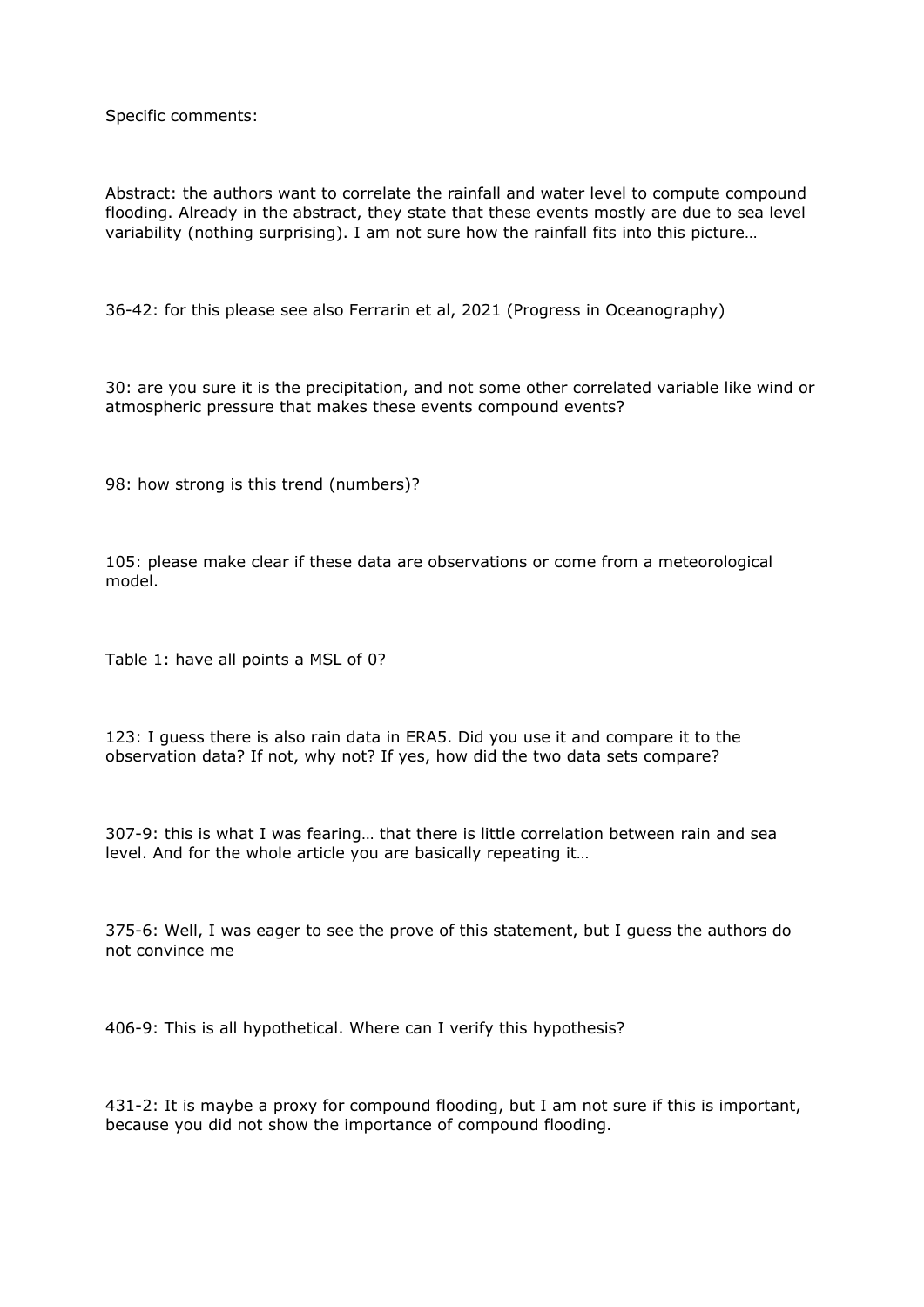Specific comments:

Abstract: the authors want to correlate the rainfall and water level to compute compound flooding. Already in the abstract, they state that these events mostly are due to sea level variability (nothing surprising). I am not sure how the rainfall fits into this picture…

36-42: for this please see also Ferrarin et al, 2021 (Progress in Oceanography)

30: are you sure it is the precipitation, and not some other correlated variable like wind or atmospheric pressure that makes these events compound events?

98: how strong is this trend (numbers)?

105: please make clear if these data are observations or come from a meteorological model.

Table 1: have all points a MSL of 0?

123: I guess there is also rain data in ERA5. Did you use it and compare it to the observation data? If not, why not? If yes, how did the two data sets compare?

307-9: this is what I was fearing… that there is little correlation between rain and sea level. And for the whole article you are basically repeating it…

375-6: Well, I was eager to see the prove of this statement, but I guess the authors do not convince me

406-9: This is all hypothetical. Where can I verify this hypothesis?

431-2: It is maybe a proxy for compound flooding, but I am not sure if this is important, because you did not show the importance of compound flooding.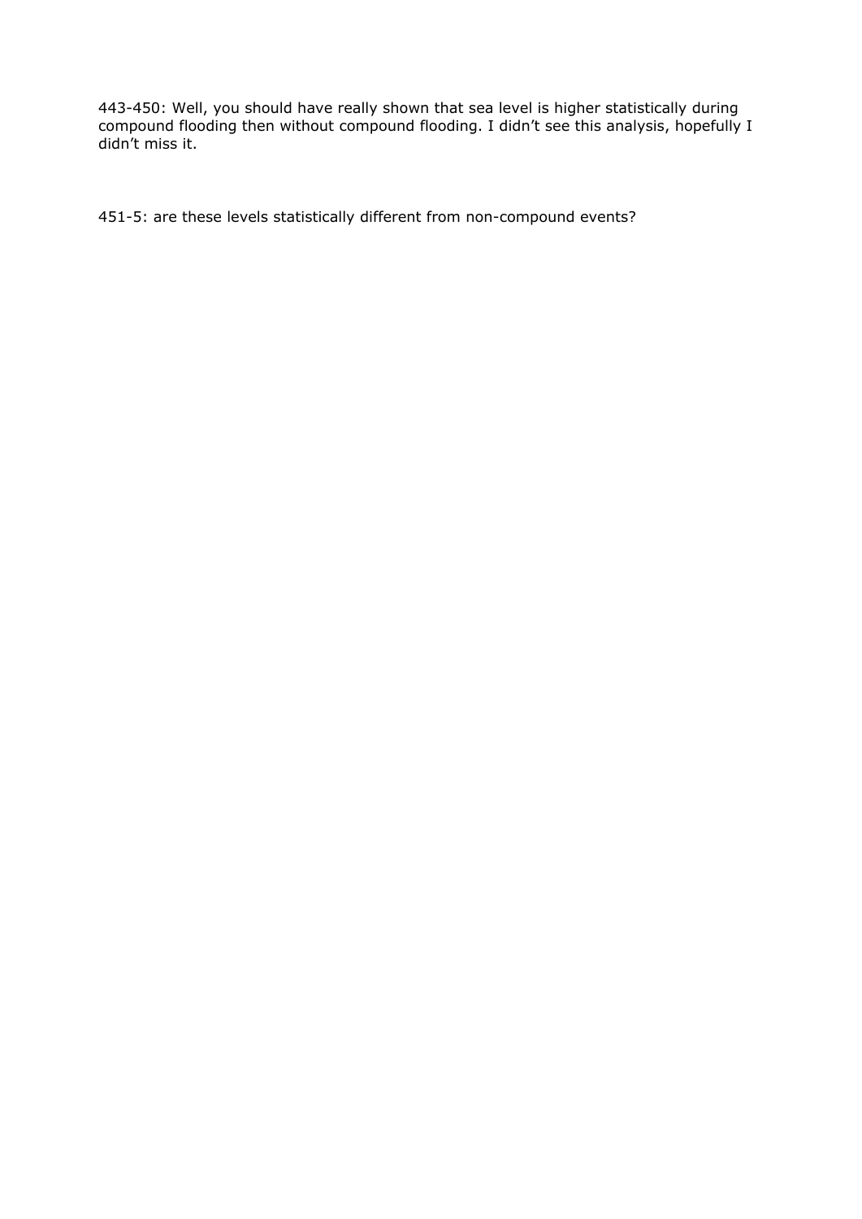443-450: Well, you should have really shown that sea level is higher statistically during compound flooding then without compound flooding. I didn't see this analysis, hopefully I didn't miss it.

451-5: are these levels statistically different from non-compound events?